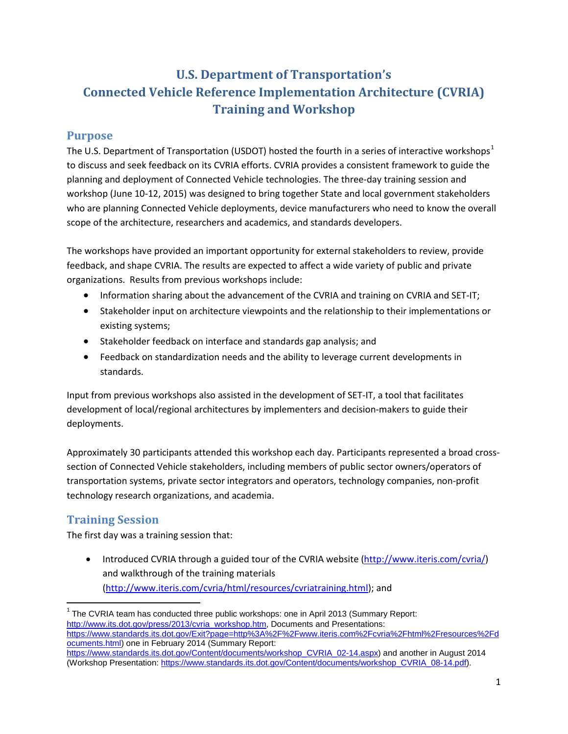# U.S. Department of Transportation's Connected Vehicle Reference Implementation Architecture (CVRIA) Training and Workshop

## Purpose

The U.S. Department of Transportation (USDOT) hosted the fourth in a series of interactive workshops[1] to discuss and seek feedback on its CVRIA efforts. CVRIA provides a consistent framework to guide the planning and deployment of Connected Vehicle technologies. The three-day training session and workshop (June 10-12, 2015) was designed to bring together State and local government stakeholders who are planning Connected Vehicle deployments, device manufacturers who need to know the overall scope of the architecture, researchers and academics, and standards developers.

The workshops have provided an important opportunity for external stakeholders to review, provide feedback, and shape CVRIA. The results are expected to affect a wide variety of public and private organizations. Results from previous workshops include:

- Information sharing about the advancement of the CVRIA and training on CVRIA and SET-IT;
- Stakeholder input on architecture viewpoints and the relationship to their implementations or existing systems;
- Stakeholder feedback on interface and standards gap analysis; and
- Feedback on standardization needs and the ability to leverage current developments in standards.

Input from previous workshops also assisted in the development of SET-IT, a tool that facilitates development of local/regional architectures by implementers and decision-makers to guide their deployments.

Approximately 30 participants attended this workshop each day. Participants represented a broad cross-section of Connected Vehicle stakeholders, including members of public sector owners/operators of transportation systems, private sector integrators and operators, technology companies, non-profit technology research organizations, and academia.

## Training Session

The first day was a training session that:

- Introduced CVRIA through a guided tour of the CVRIA website (http://www.iteris.com/cvria/) and walkthrough of the training materials (http://www.iteris.com/cvria/html/resources/cvriatraining.html); and

---

[1] The CVRIA team has conducted three public workshops: one in April 2013 (Summary Report: http://www.its.dot.gov/press/2013/cvria_workshop.htm, Documents and Presentations: https://www.standards.its.dot.gov/Exit?page=http%3A%2F%2Fwww.iteris.com%2Fcvria%2Fhtml%2Fresources%2Fdocuments.html) one in February 2014 (Summary Report: https://www.standards.its.dot.gov/Content/documents/workshop_CVRIA_02-14.aspx) and another in August 2014 (Workshop Presentation: https://www.standards.its.dot.gov/Content/documents/workshop_CVRIA_08-14.pdf).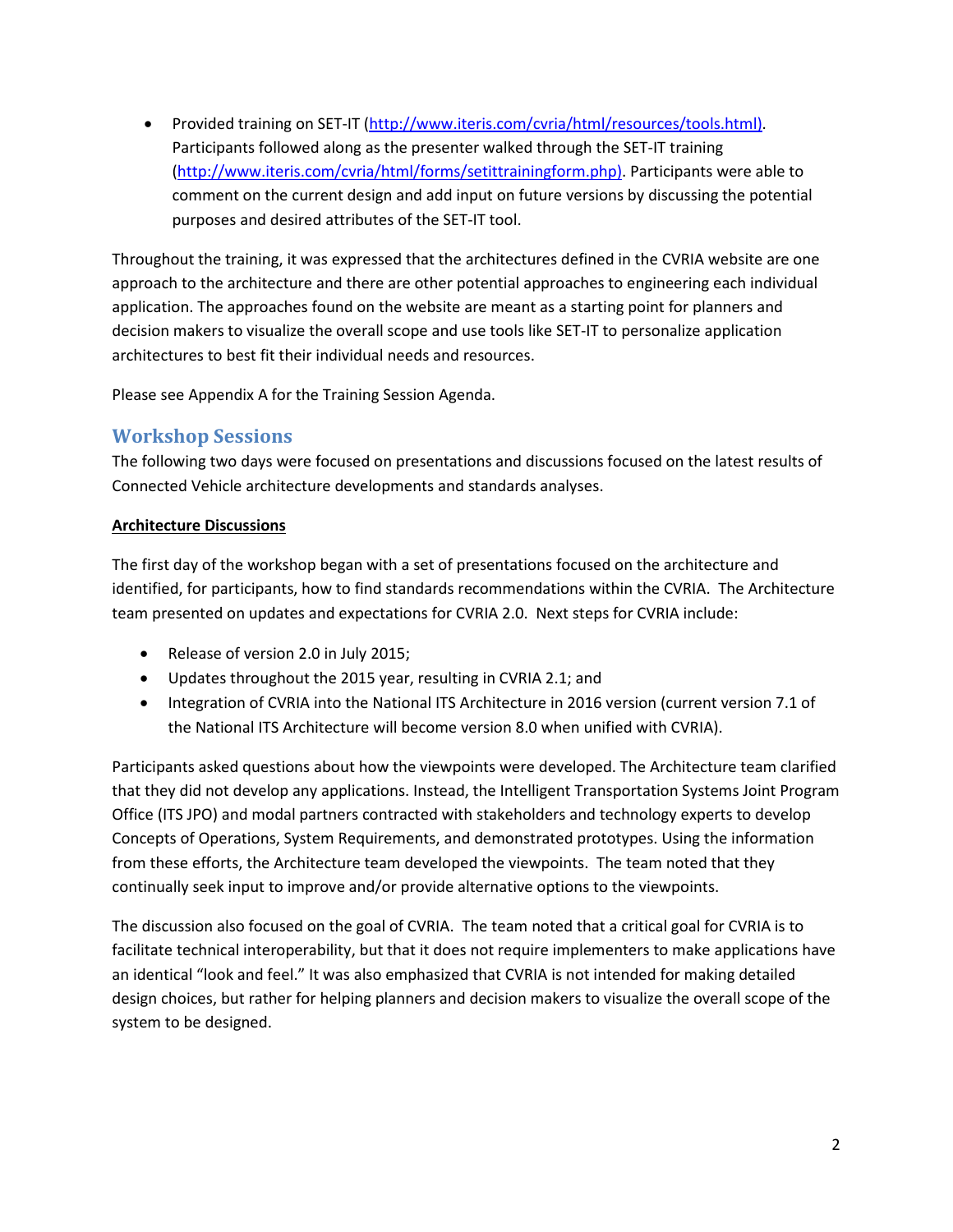- Provided training on SET-IT (http://www.iteris.com/cvria/html/resources/tools.html). Participants followed along as the presenter walked through the SET-IT training (http://www.iteris.com/cvria/html/forms/setittrainingform.php). Participants were able to comment on the current design and add input on future versions by discussing the potential purposes and desired attributes of the SET-IT tool.

Throughout the training, it was expressed that the architectures defined in the CVRIA website are one approach to the architecture and there are other potential approaches to engineering each individual application. The approaches found on the website are meant as a starting point for planners and decision makers to visualize the overall scope and use tools like SET-IT to personalize application architectures to best fit their individual needs and resources.

Please see Appendix A for the Training Session Agenda.

## Workshop Sessions

The following two days were focused on presentations and discussions focused on the latest results of Connected Vehicle architecture developments and standards analyses.

**Architecture Discussions**

The first day of the workshop began with a set of presentations focused on the architecture and identified, for participants, how to find standards recommendations within the CVRIA. The Architecture team presented on updates and expectations for CVRIA 2.0. Next steps for CVRIA include:

- Release of version 2.0 in July 2015;
- Updates throughout the 2015 year, resulting in CVRIA 2.1; and
- Integration of CVRIA into the National ITS Architecture in 2016 version (current version 7.1 of the National ITS Architecture will become version 8.0 when unified with CVRIA).

Participants asked questions about how the viewpoints were developed. The Architecture team clarified that they did not develop any applications. Instead, the Intelligent Transportation Systems Joint Program Office (ITS JPO) and modal partners contracted with stakeholders and technology experts to develop Concepts of Operations, System Requirements, and demonstrated prototypes. Using the information from these efforts, the Architecture team developed the viewpoints. The team noted that they continually seek input to improve and/or provide alternative options to the viewpoints.

The discussion also focused on the goal of CVRIA. The team noted that a critical goal for CVRIA is to facilitate technical interoperability, but that it does not require implementers to make applications have an identical "look and feel." It was also emphasized that CVRIA is not intended for making detailed design choices, but rather for helping planners and decision makers to visualize the overall scope of the system to be designed.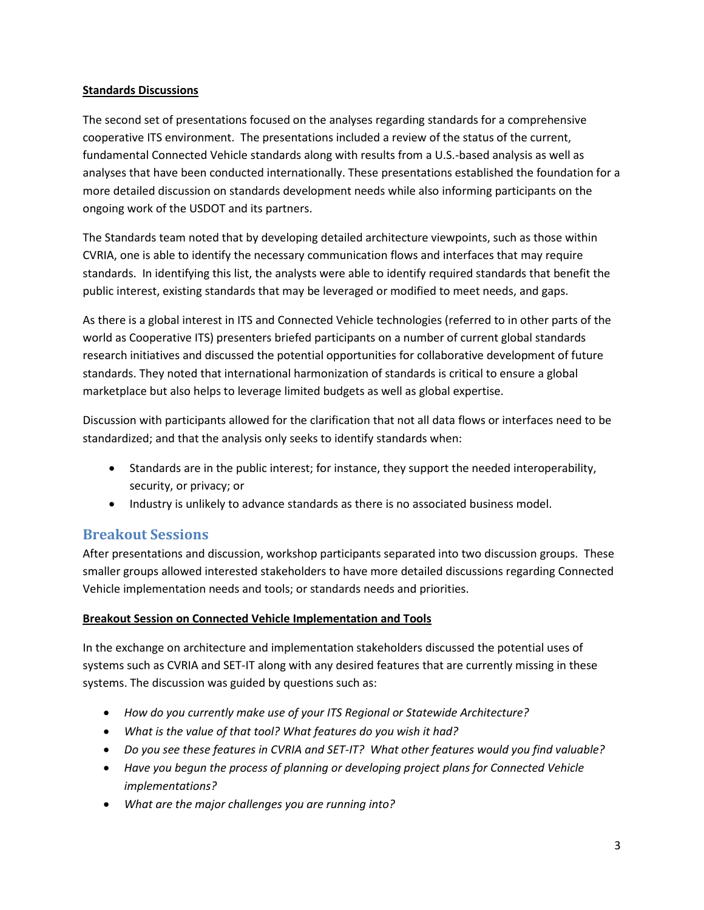**Standards Discussions**

The second set of presentations focused on the analyses regarding standards for a comprehensive cooperative ITS environment. The presentations included a review of the status of the current, fundamental Connected Vehicle standards along with results from a U.S.-based analysis as well as analyses that have been conducted internationally. These presentations established the foundation for a more detailed discussion on standards development needs while also informing participants on the ongoing work of the USDOT and its partners.

The Standards team noted that by developing detailed architecture viewpoints, such as those within CVRIA, one is able to identify the necessary communication flows and interfaces that may require standards. In identifying this list, the analysts were able to identify required standards that benefit the public interest, existing standards that may be leveraged or modified to meet needs, and gaps.

As there is a global interest in ITS and Connected Vehicle technologies (referred to in other parts of the world as Cooperative ITS) presenters briefed participants on a number of current global standards research initiatives and discussed the potential opportunities for collaborative development of future standards. They noted that international harmonization of standards is critical to ensure a global marketplace but also helps to leverage limited budgets as well as global expertise.

Discussion with participants allowed for the clarification that not all data flows or interfaces need to be standardized; and that the analysis only seeks to identify standards when:

- Standards are in the public interest; for instance, they support the needed interoperability, security, or privacy; or
- Industry is unlikely to advance standards as there is no associated business model.

## Breakout Sessions

After presentations and discussion, workshop participants separated into two discussion groups. These smaller groups allowed interested stakeholders to have more detailed discussions regarding Connected Vehicle implementation needs and tools; or standards needs and priorities.

**Breakout Session on Connected Vehicle Implementation and Tools**

In the exchange on architecture and implementation stakeholders discussed the potential uses of systems such as CVRIA and SET-IT along with any desired features that are currently missing in these systems. The discussion was guided by questions such as:

- *How do you currently make use of your ITS Regional or Statewide Architecture?*
- *What is the value of that tool? What features do you wish it had?*
- *Do you see these features in CVRIA and SET-IT? What other features would you find valuable?*
- *Have you begun the process of planning or developing project plans for Connected Vehicle implementations?*
- *What are the major challenges you are running into?*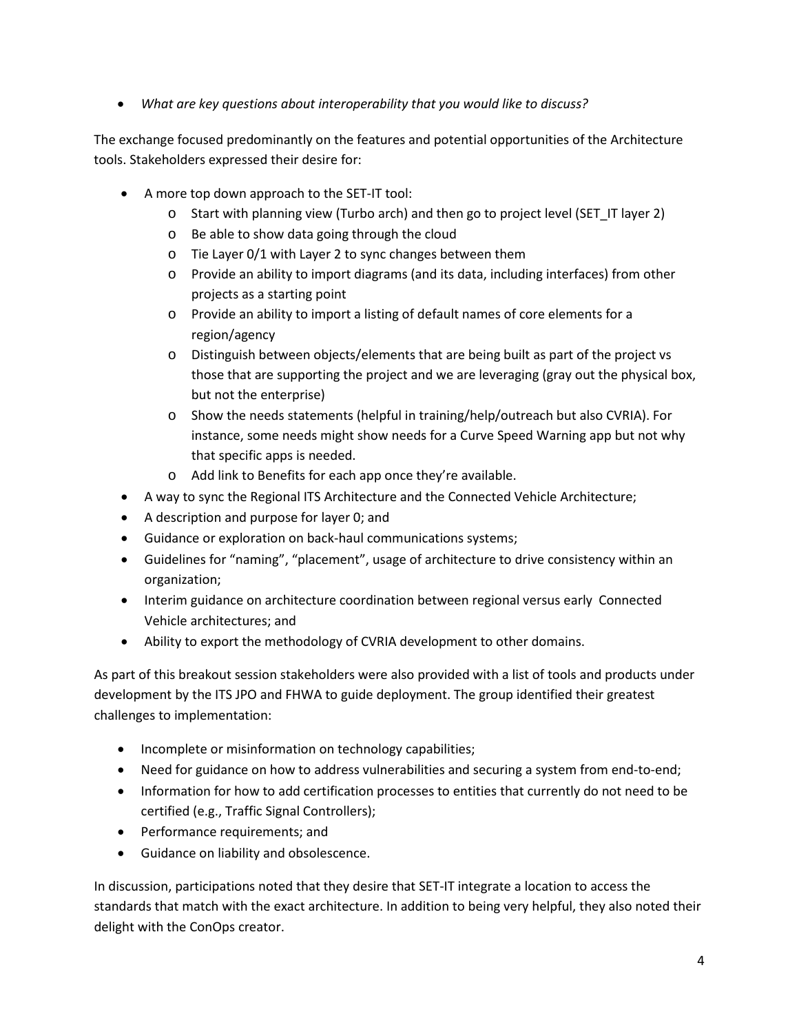- *What are key questions about interoperability that you would like to discuss?*

The exchange focused predominantly on the features and potential opportunities of the Architecture tools. Stakeholders expressed their desire for:

- A more top down approach to the SET-IT tool:
  - Start with planning view (Turbo arch) and then go to project level (SET_IT layer 2)
  - Be able to show data going through the cloud
  - Tie Layer 0/1 with Layer 2 to sync changes between them
  - Provide an ability to import diagrams (and its data, including interfaces) from other projects as a starting point
  - Provide an ability to import a listing of default names of core elements for a region/agency
  - Distinguish between objects/elements that are being built as part of the project vs those that are supporting the project and we are leveraging (gray out the physical box, but not the enterprise)
  - Show the needs statements (helpful in training/help/outreach but also CVRIA). For instance, some needs might show needs for a Curve Speed Warning app but not why that specific apps is needed.
  - Add link to Benefits for each app once they're available.
- A way to sync the Regional ITS Architecture and the Connected Vehicle Architecture;
- A description and purpose for layer 0; and
- Guidance or exploration on back-haul communications systems;
- Guidelines for "naming", "placement", usage of architecture to drive consistency within an organization;
- Interim guidance on architecture coordination between regional versus early Connected Vehicle architectures; and
- Ability to export the methodology of CVRIA development to other domains.

As part of this breakout session stakeholders were also provided with a list of tools and products under development by the ITS JPO and FHWA to guide deployment. The group identified their greatest challenges to implementation:

- Incomplete or misinformation on technology capabilities;
- Need for guidance on how to address vulnerabilities and securing a system from end-to-end;
- Information for how to add certification processes to entities that currently do not need to be certified (e.g., Traffic Signal Controllers);
- Performance requirements; and
- Guidance on liability and obsolescence.

In discussion, participations noted that they desire that SET-IT integrate a location to access the standards that match with the exact architecture. In addition to being very helpful, they also noted their delight with the ConOps creator.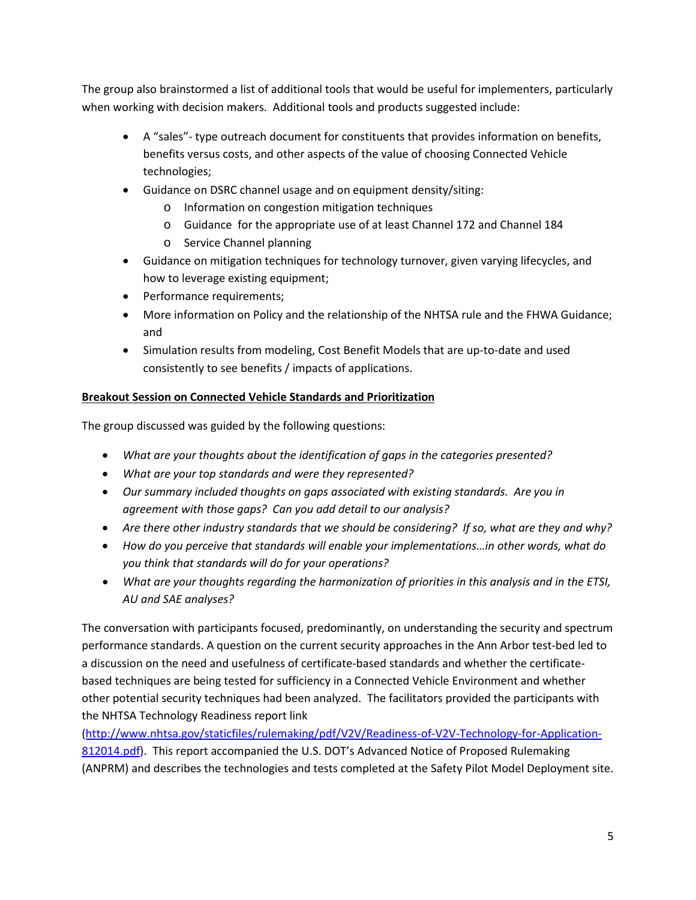The group also brainstormed a list of additional tools that would be useful for implementers, particularly when working with decision makers. Additional tools and products suggested include:

- A "sales"- type outreach document for constituents that provides information on benefits, benefits versus costs, and other aspects of the value of choosing Connected Vehicle technologies;
- Guidance on DSRC channel usage and on equipment density/siting:
  - Information on congestion mitigation techniques
  - Guidance for the appropriate use of at least Channel 172 and Channel 184
  - Service Channel planning
- Guidance on mitigation techniques for technology turnover, given varying lifecycles, and how to leverage existing equipment;
- Performance requirements;
- More information on Policy and the relationship of the NHTSA rule and the FHWA Guidance; and
- Simulation results from modeling, Cost Benefit Models that are up-to-date and used consistently to see benefits / impacts of applications.

**Breakout Session on Connected Vehicle Standards and Prioritization**

The group discussed was guided by the following questions:

- *What are your thoughts about the identification of gaps in the categories presented?*
- *What are your top standards and were they represented?*
- *Our summary included thoughts on gaps associated with existing standards. Are you in agreement with those gaps? Can you add detail to our analysis?*
- *Are there other industry standards that we should be considering? If so, what are they and why?*
- *How do you perceive that standards will enable your implementations…in other words, what do you think that standards will do for your operations?*
- *What are your thoughts regarding the harmonization of priorities in this analysis and in the ETSI, AU and SAE analyses?*

The conversation with participants focused, predominantly, on understanding the security and spectrum performance standards. A question on the current security approaches in the Ann Arbor test-bed led to a discussion on the need and usefulness of certificate-based standards and whether the certificate-based techniques are being tested for sufficiency in a Connected Vehicle Environment and whether other potential security techniques had been analyzed. The facilitators provided the participants with the NHTSA Technology Readiness report link (http://www.nhtsa.gov/staticfiles/rulemaking/pdf/V2V/Readiness-of-V2V-Technology-for-Application-812014.pdf). This report accompanied the U.S. DOT's Advanced Notice of Proposed Rulemaking (ANPRM) and describes the technologies and tests completed at the Safety Pilot Model Deployment site.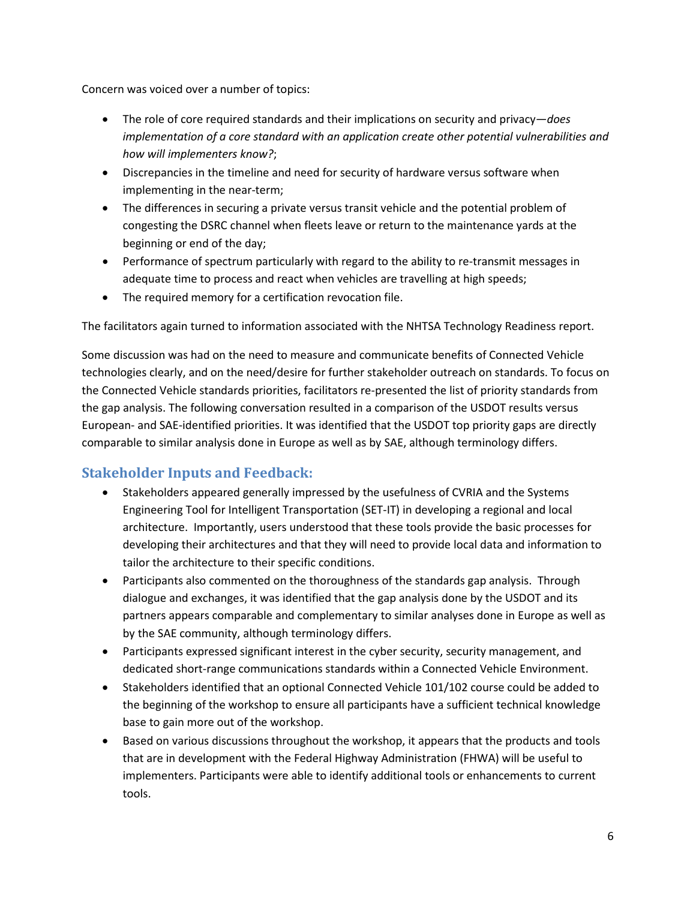Concern was voiced over a number of topics:

- The role of core required standards and their implications on security and privacy—*does implementation of a core standard with an application create other potential vulnerabilities and how will implementers know?*;
- Discrepancies in the timeline and need for security of hardware versus software when implementing in the near-term;
- The differences in securing a private versus transit vehicle and the potential problem of congesting the DSRC channel when fleets leave or return to the maintenance yards at the beginning or end of the day;
- Performance of spectrum particularly with regard to the ability to re-transmit messages in adequate time to process and react when vehicles are travelling at high speeds;
- The required memory for a certification revocation file.

The facilitators again turned to information associated with the NHTSA Technology Readiness report.

Some discussion was had on the need to measure and communicate benefits of Connected Vehicle technologies clearly, and on the need/desire for further stakeholder outreach on standards. To focus on the Connected Vehicle standards priorities, facilitators re-presented the list of priority standards from the gap analysis. The following conversation resulted in a comparison of the USDOT results versus European- and SAE-identified priorities. It was identified that the USDOT top priority gaps are directly comparable to similar analysis done in Europe as well as by SAE, although terminology differs.

## Stakeholder Inputs and Feedback:

- Stakeholders appeared generally impressed by the usefulness of CVRIA and the Systems Engineering Tool for Intelligent Transportation (SET-IT) in developing a regional and local architecture. Importantly, users understood that these tools provide the basic processes for developing their architectures and that they will need to provide local data and information to tailor the architecture to their specific conditions.
- Participants also commented on the thoroughness of the standards gap analysis. Through dialogue and exchanges, it was identified that the gap analysis done by the USDOT and its partners appears comparable and complementary to similar analyses done in Europe as well as by the SAE community, although terminology differs.
- Participants expressed significant interest in the cyber security, security management, and dedicated short-range communications standards within a Connected Vehicle Environment.
- Stakeholders identified that an optional Connected Vehicle 101/102 course could be added to the beginning of the workshop to ensure all participants have a sufficient technical knowledge base to gain more out of the workshop.
- Based on various discussions throughout the workshop, it appears that the products and tools that are in development with the Federal Highway Administration (FHWA) will be useful to implementers. Participants were able to identify additional tools or enhancements to current tools.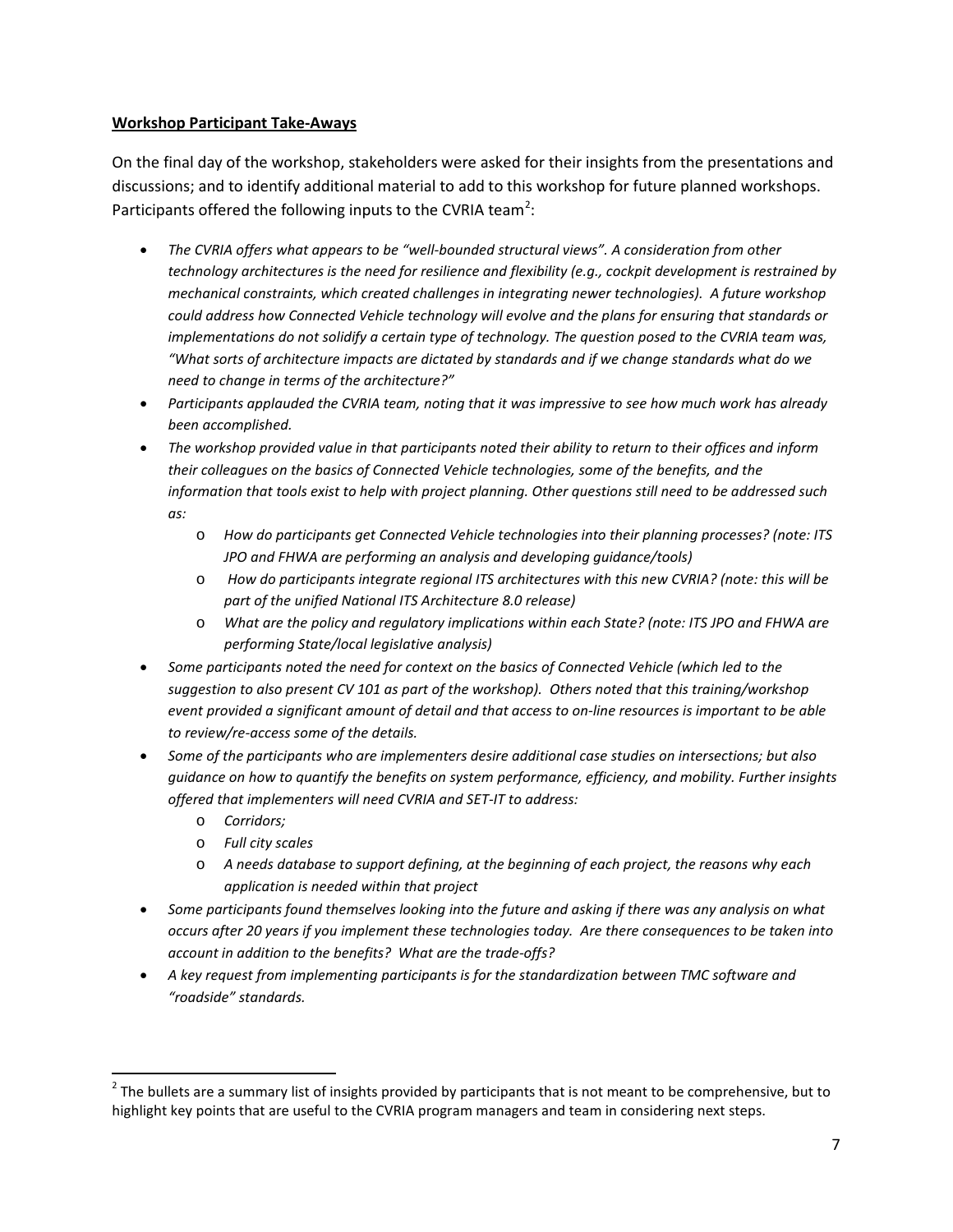**Workshop Participant Take-Aways**

On the final day of the workshop, stakeholders were asked for their insights from the presentations and discussions; and to identify additional material to add to this workshop for future planned workshops. Participants offered the following inputs to the CVRIA team[2]:

- *The CVRIA offers what appears to be "well-bounded structural views". A consideration from other technology architectures is the need for resilience and flexibility (e.g., cockpit development is restrained by mechanical constraints, which created challenges in integrating newer technologies). A future workshop could address how Connected Vehicle technology will evolve and the plans for ensuring that standards or implementations do not solidify a certain type of technology. The question posed to the CVRIA team was, "What sorts of architecture impacts are dictated by standards and if we change standards what do we need to change in terms of the architecture?"*
- *Participants applauded the CVRIA team, noting that it was impressive to see how much work has already been accomplished.*
- *The workshop provided value in that participants noted their ability to return to their offices and inform their colleagues on the basics of Connected Vehicle technologies, some of the benefits, and the information that tools exist to help with project planning. Other questions still need to be addressed such as:*
    - *How do participants get Connected Vehicle technologies into their planning processes? (note: ITS JPO and FHWA are performing an analysis and developing guidance/tools)*
    - *How do participants integrate regional ITS architectures with this new CVRIA? (note: this will be part of the unified National ITS Architecture 8.0 release)*
    - *What are the policy and regulatory implications within each State? (note: ITS JPO and FHWA are performing State/local legislative analysis)*
- *Some participants noted the need for context on the basics of Connected Vehicle (which led to the suggestion to also present CV 101 as part of the workshop). Others noted that this training/workshop event provided a significant amount of detail and that access to on-line resources is important to be able to review/re-access some of the details.*
- *Some of the participants who are implementers desire additional case studies on intersections; but also guidance on how to quantify the benefits on system performance, efficiency, and mobility. Further insights offered that implementers will need CVRIA and SET-IT to address:*
    - *Corridors;*
    - *Full city scales*
    - *A needs database to support defining, at the beginning of each project, the reasons why each application is needed within that project*
- *Some participants found themselves looking into the future and asking if there was any analysis on what occurs after 20 years if you implement these technologies today. Are there consequences to be taken into account in addition to the benefits? What are the trade-offs?*
- *A key request from implementing participants is for the standardization between TMC software and "roadside" standards.*

---

[2] The bullets are a summary list of insights provided by participants that is not meant to be comprehensive, but to highlight key points that are useful to the CVRIA program managers and team in considering next steps.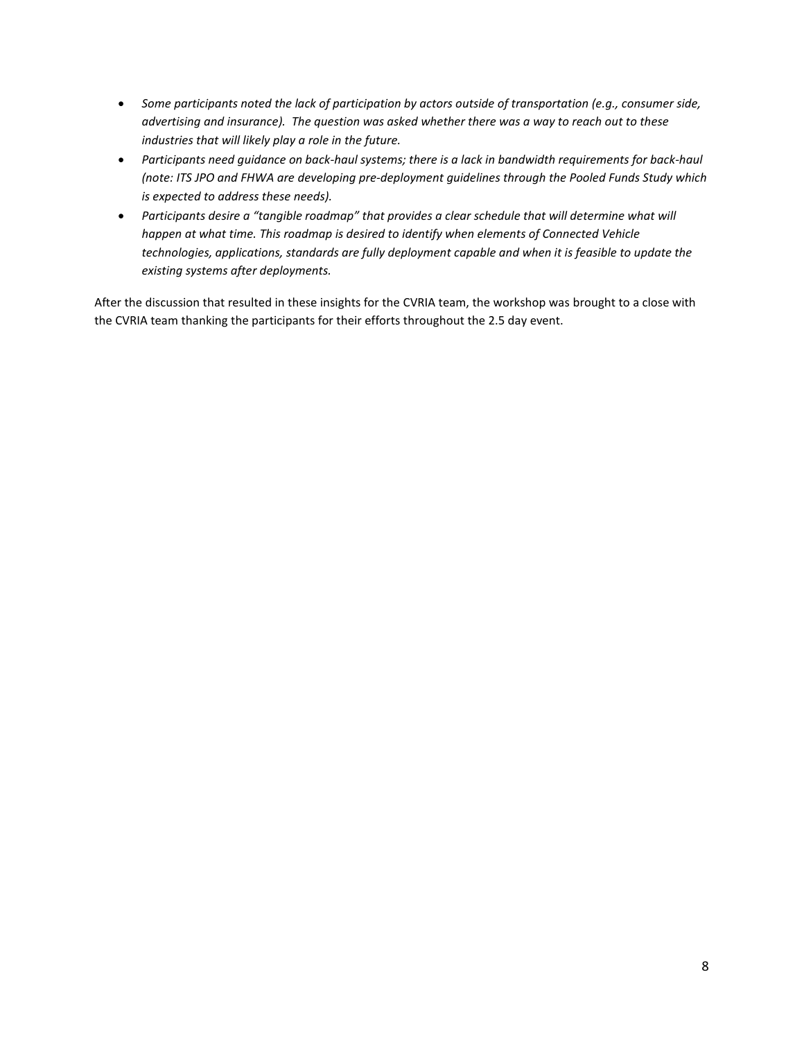- *Some participants noted the lack of participation by actors outside of transportation (e.g., consumer side, advertising and insurance). The question was asked whether there was a way to reach out to these industries that will likely play a role in the future.*
- *Participants need guidance on back-haul systems; there is a lack in bandwidth requirements for back-haul (note: ITS JPO and FHWA are developing pre-deployment guidelines through the Pooled Funds Study which is expected to address these needs).*
- *Participants desire a "tangible roadmap" that provides a clear schedule that will determine what will happen at what time. This roadmap is desired to identify when elements of Connected Vehicle technologies, applications, standards are fully deployment capable and when it is feasible to update the existing systems after deployments.*

After the discussion that resulted in these insights for the CVRIA team, the workshop was brought to a close with the CVRIA team thanking the participants for their efforts throughout the 2.5 day event.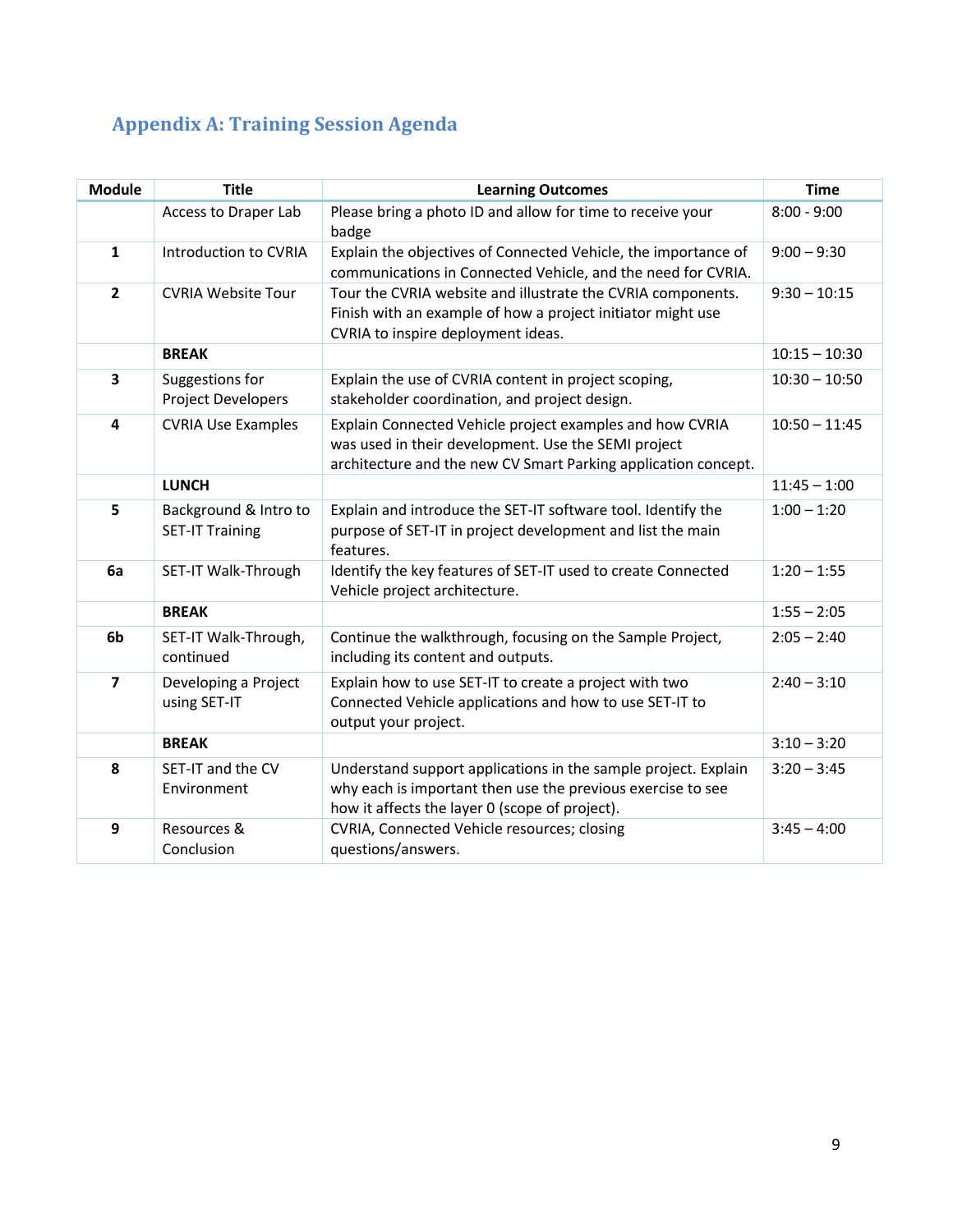## Appendix A: Training Session Agenda

| Module | Title | Learning Outcomes | Time |
|---|---|---|---|
| | Access to Draper Lab | Please bring a photo ID and allow for time to receive your badge | 8:00 - 9:00 |
| **1** | Introduction to CVRIA | Explain the objectives of Connected Vehicle, the importance of communications in Connected Vehicle, and the need for CVRIA. | 9:00 – 9:30 |
| **2** | CVRIA Website Tour | Tour the CVRIA website and illustrate the CVRIA components. Finish with an example of how a project initiator might use CVRIA to inspire deployment ideas. | 9:30 – 10:15 |
| | **BREAK** | | 10:15 – 10:30 |
| **3** | Suggestions for Project Developers | Explain the use of CVRIA content in project scoping, stakeholder coordination, and project design. | 10:30 – 10:50 |
| **4** | CVRIA Use Examples | Explain Connected Vehicle project examples and how CVRIA was used in their development. Use the SEMI project architecture and the new CV Smart Parking application concept. | 10:50 – 11:45 |
| | **LUNCH** | | 11:45 – 1:00 |
| **5** | Background & Intro to SET-IT Training | Explain and introduce the SET-IT software tool. Identify the purpose of SET-IT in project development and list the main features. | 1:00 – 1:20 |
| **6a** | SET-IT Walk-Through | Identify the key features of SET-IT used to create Connected Vehicle project architecture. | 1:20 – 1:55 |
| | **BREAK** | | 1:55 – 2:05 |
| **6b** | SET-IT Walk-Through, continued | Continue the walkthrough, focusing on the Sample Project, including its content and outputs. | 2:05 – 2:40 |
| **7** | Developing a Project using SET-IT | Explain how to use SET-IT to create a project with two Connected Vehicle applications and how to use SET-IT to output your project. | 2:40 – 3:10 |
| | **BREAK** | | 3:10 – 3:20 |
| **8** | SET-IT and the CV Environment | Understand support applications in the sample project. Explain why each is important then use the previous exercise to see how it affects the layer 0 (scope of project). | 3:20 – 3:45 |
| **9** | Resources & Conclusion | CVRIA, Connected Vehicle resources; closing questions/answers. | 3:45 – 4:00 |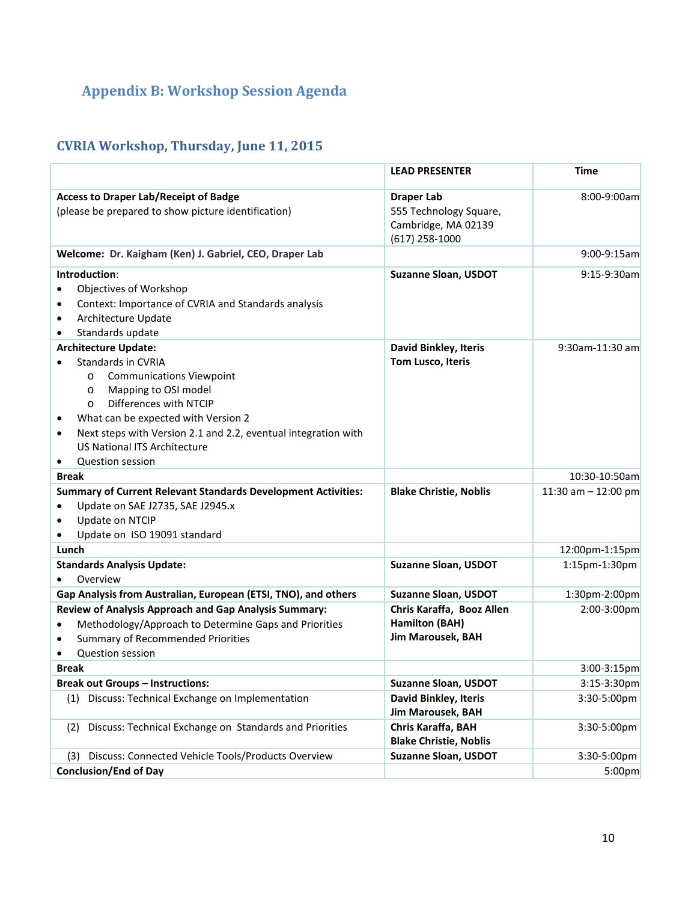# Appendix B: Workshop Session Agenda

## CVRIA Workshop, Thursday, June 11, 2015

| | LEAD PRESENTER | Time |
|---|---|---|
| **Access to Draper Lab/Receipt of Badge**<br>(please be prepared to show picture identification) | **Draper Lab**<br>555 Technology Square, Cambridge, MA 02139<br>(617) 258-1000 | 8:00-9:00am |
| **Welcome: Dr. Kaigham (Ken) J. Gabriel, CEO, Draper Lab** | | 9:00-9:15am |
| **Introduction**:<br>• Objectives of Workshop<br>• Context: Importance of CVRIA and Standards analysis<br>• Architecture Update<br>• Standards update | **Suzanne Sloan, USDOT** | 9:15-9:30am |
| **Architecture Update:**<br>• Standards in CVRIA<br>  o Communications Viewpoint<br>  o Mapping to OSI model<br>  o Differences with NTCIP<br>• What can be expected with Version 2<br>• Next steps with Version 2.1 and 2.2, eventual integration with US National ITS Architecture<br>• Question session | **David Binkley, Iteris**<br>**Tom Lusco, Iteris** | 9:30am-11:30 am |
| **Break** | | 10:30-10:50am |
| **Summary of Current Relevant Standards Development Activities:**<br>• Update on SAE J2735, SAE J2945.x<br>• Update on NTCIP<br>• Update on ISO 19091 standard | **Blake Christie, Noblis** | 11:30 am – 12:00 pm |
| **Lunch** | | 12:00pm-1:15pm |
| **Standards Analysis Update:**<br>• Overview | **Suzanne Sloan, USDOT** | 1:15pm-1:30pm |
| **Gap Analysis from Australian, European (ETSI, TNO), and others** | **Suzanne Sloan, USDOT** | 1:30pm-2:00pm |
| **Review of Analysis Approach and Gap Analysis Summary:**<br>• Methodology/Approach to Determine Gaps and Priorities<br>• Summary of Recommended Priorities<br>• Question session | **Chris Karaffa, Booz Allen Hamilton (BAH)**<br>**Jim Marousek, BAH** | 2:00-3:00pm |
| **Break** | | 3:00-3:15pm |
| **Break out Groups – Instructions:** | **Suzanne Sloan, USDOT** | 3:15-3:30pm |
| (1) Discuss: Technical Exchange on Implementation | **David Binkley, Iteris**<br>**Jim Marousek, BAH** | 3:30-5:00pm |
| (2) Discuss: Technical Exchange on Standards and Priorities | **Chris Karaffa, BAH**<br>**Blake Christie, Noblis** | 3:30-5:00pm |
| (3) Discuss: Connected Vehicle Tools/Products Overview | **Suzanne Sloan, USDOT** | 3:30-5:00pm |
| **Conclusion/End of Day** | | 5:00pm |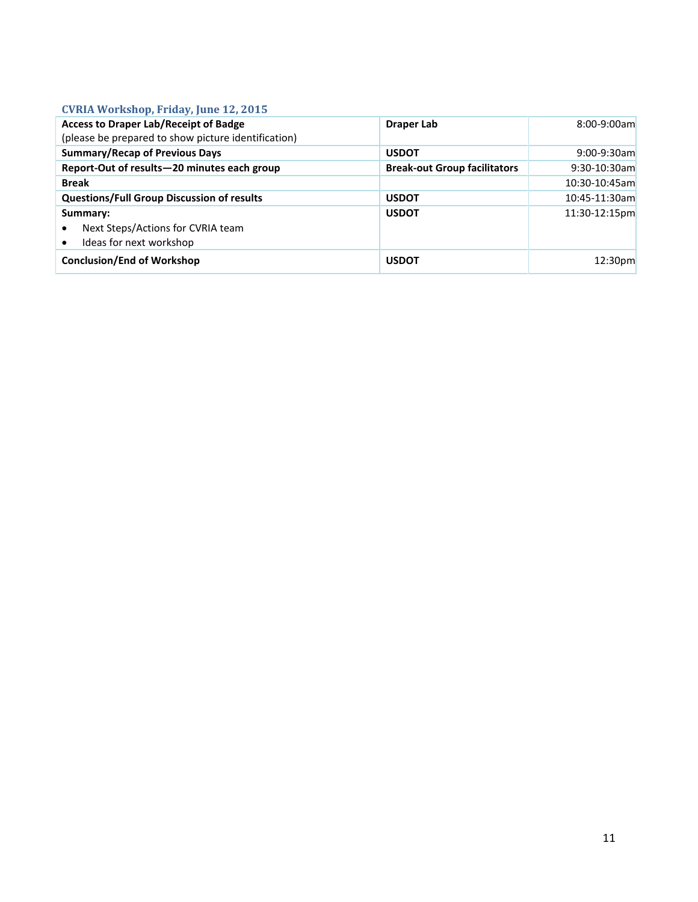### CVRIA Workshop, Friday, June 12, 2015

| | | |
|---|---|---|
| **Access to Draper Lab/Receipt of Badge** (please be prepared to show picture identification) | **Draper Lab** | 8:00-9:00am |
| **Summary/Recap of Previous Days** | **USDOT** | 9:00-9:30am |
| **Report-Out of results—20 minutes each group** | **Break-out Group facilitators** | 9:30-10:30am |
| **Break** | | 10:30-10:45am |
| **Questions/Full Group Discussion of results** | **USDOT** | 10:45-11:30am |
| **Summary:** <br>• Next Steps/Actions for CVRIA team <br>• Ideas for next workshop | **USDOT** | 11:30-12:15pm |
| **Conclusion/End of Workshop** | **USDOT** | 12:30pm |